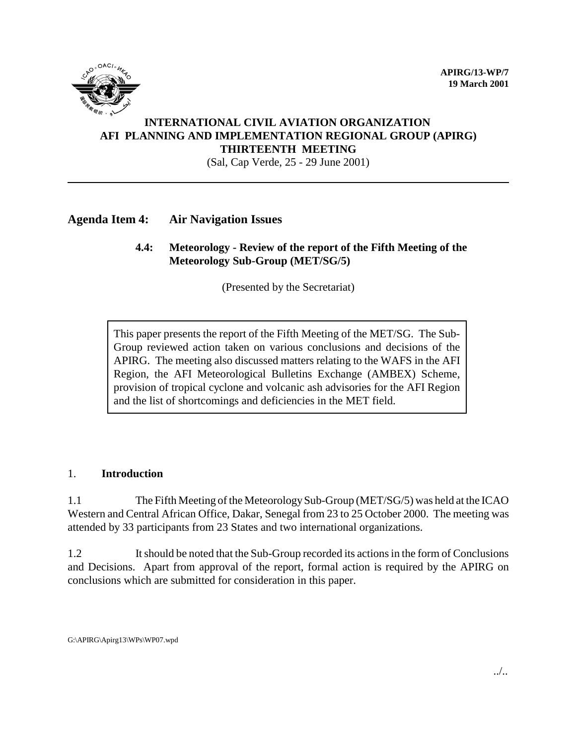**APIRG/13-WP/7**
**19 March 2001**

**INTERNATIONAL CIVIL AVIATION ORGANIZATION**
**AFI PLANNING AND IMPLEMENTATION REGIONAL GROUP (APIRG)**
**THIRTEENTH MEETING**
(Sal, Cap Verde, 25 - 29 June 2001)

---

## Agenda Item 4: Air Navigation Issues

### 4.4: Meteorology - Review of the report of the Fifth Meeting of the Meteorology Sub-Group (MET/SG/5)

(Presented by the Secretariat)

> This paper presents the report of the Fifth Meeting of the MET/SG. The Sub-Group reviewed action taken on various conclusions and decisions of the APIRG. The meeting also discussed matters relating to the WAFS in the AFI Region, the AFI Meteorological Bulletins Exchange (AMBEX) Scheme, provision of tropical cyclone and volcanic ash advisories for the AFI Region and the list of shortcomings and deficiencies in the MET field.

1. **Introduction**

1.1 The Fifth Meeting of the Meteorology Sub-Group (MET/SG/5) was held at the ICAO Western and Central African Office, Dakar, Senegal from 23 to 25 October 2000. The meeting was attended by 33 participants from 23 States and two international organizations.

1.2 It should be noted that the Sub-Group recorded its actions in the form of Conclusions and Decisions. Apart from approval of the report, formal action is required by the APIRG on conclusions which are submitted for consideration in this paper.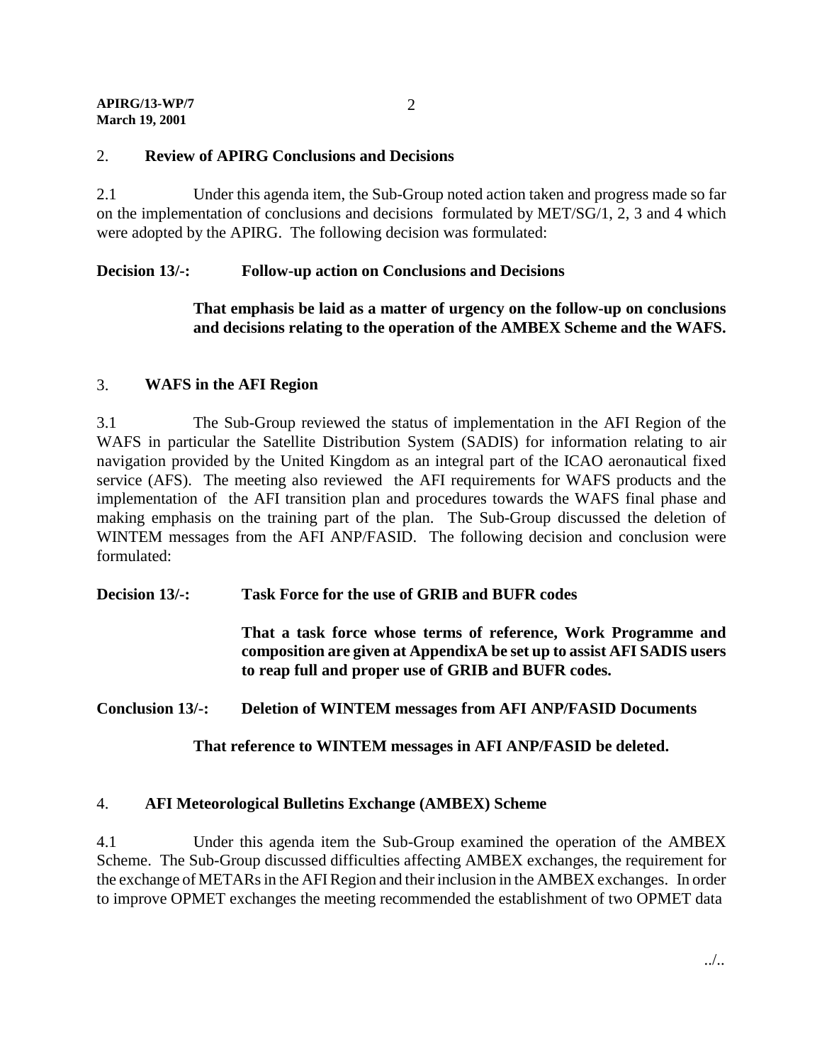## 2. Review of APIRG Conclusions and Decisions

2.1 Under this agenda item, the Sub-Group noted action taken and progress made so far on the implementation of conclusions and decisions formulated by MET/SG/1, 2, 3 and 4 which were adopted by the APIRG. The following decision was formulated:

**Decision 13/-: Follow-up action on Conclusions and Decisions**

> **That emphasis be laid as a matter of urgency on the follow-up on conclusions and decisions relating to the operation of the AMBEX Scheme and the WAFS.**

## 3. WAFS in the AFI Region

3.1 The Sub-Group reviewed the status of implementation in the AFI Region of the WAFS in particular the Satellite Distribution System (SADIS) for information relating to air navigation provided by the United Kingdom as an integral part of the ICAO aeronautical fixed service (AFS). The meeting also reviewed the AFI requirements for WAFS products and the implementation of the AFI transition plan and procedures towards the WAFS final phase and making emphasis on the training part of the plan. The Sub-Group discussed the deletion of WINTEM messages from the AFI ANP/FASID. The following decision and conclusion were formulated:

**Decision 13/-: Task Force for the use of GRIB and BUFR codes**

> **That a task force whose terms of reference, Work Programme and composition are given at AppendixA be set up to assist AFI SADIS users to reap full and proper use of GRIB and BUFR codes.**

**Conclusion 13/-: Deletion of WINTEM messages from AFI ANP/FASID Documents**

> **That reference to WINTEM messages in AFI ANP/FASID be deleted.**

## 4. AFI Meteorological Bulletins Exchange (AMBEX) Scheme

4.1 Under this agenda item the Sub-Group examined the operation of the AMBEX Scheme. The Sub-Group discussed difficulties affecting AMBEX exchanges, the requirement for the exchange of METARs in the AFI Region and their inclusion in the AMBEX exchanges. In order to improve OPMET exchanges the meeting recommended the establishment of two OPMET data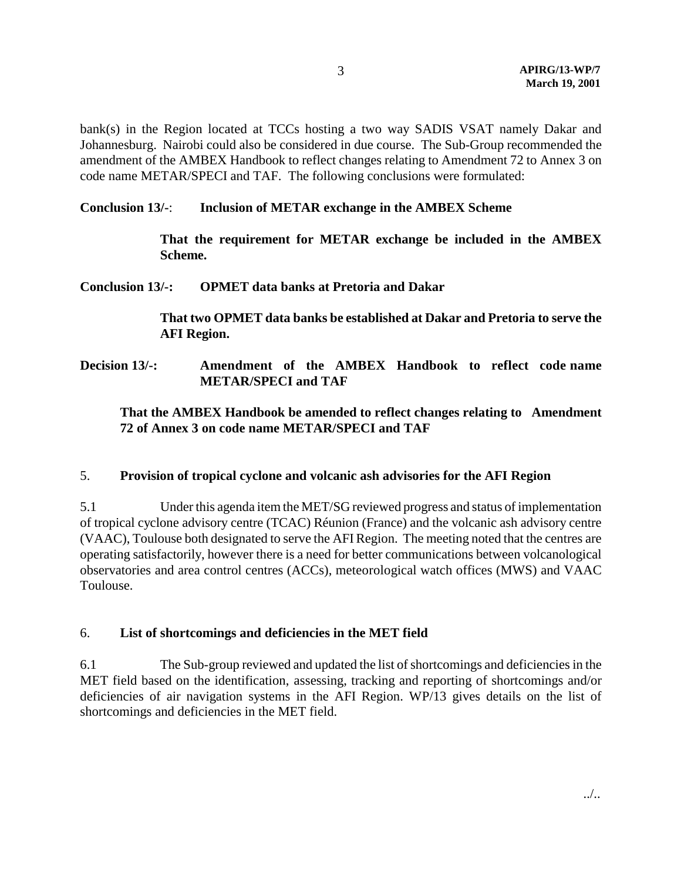bank(s) in the Region located at TCCs hosting a two way SADIS VSAT namely Dakar and Johannesburg. Nairobi could also be considered in due course. The Sub-Group recommended the amendment of the AMBEX Handbook to reflect changes relating to Amendment 72 to Annex 3 on code name METAR/SPECI and TAF. The following conclusions were formulated:

**Conclusion 13/-: Inclusion of METAR exchange in the AMBEX Scheme**

> **That the requirement for METAR exchange be included in the AMBEX Scheme.**

**Conclusion 13/-: OPMET data banks at Pretoria and Dakar**

> **That two OPMET data banks be established at Dakar and Pretoria to serve the AFI Region.**

**Decision 13/-: Amendment of the AMBEX Handbook to reflect code name METAR/SPECI and TAF**

> **That the AMBEX Handbook be amended to reflect changes relating to Amendment 72 of Annex 3 on code name METAR/SPECI and TAF**

## 5. Provision of tropical cyclone and volcanic ash advisories for the AFI Region

5.1 Under this agenda item the MET/SG reviewed progress and status of implementation of tropical cyclone advisory centre (TCAC) Réunion (France) and the volcanic ash advisory centre (VAAC), Toulouse both designated to serve the AFI Region. The meeting noted that the centres are operating satisfactorily, however there is a need for better communications between volcanological observatories and area control centres (ACCs), meteorological watch offices (MWS) and VAAC Toulouse.

## 6. List of shortcomings and deficiencies in the MET field

6.1 The Sub-group reviewed and updated the list of shortcomings and deficiencies in the MET field based on the identification, assessing, tracking and reporting of shortcomings and/or deficiencies of air navigation systems in the AFI Region. WP/13 gives details on the list of shortcomings and deficiencies in the MET field.

../..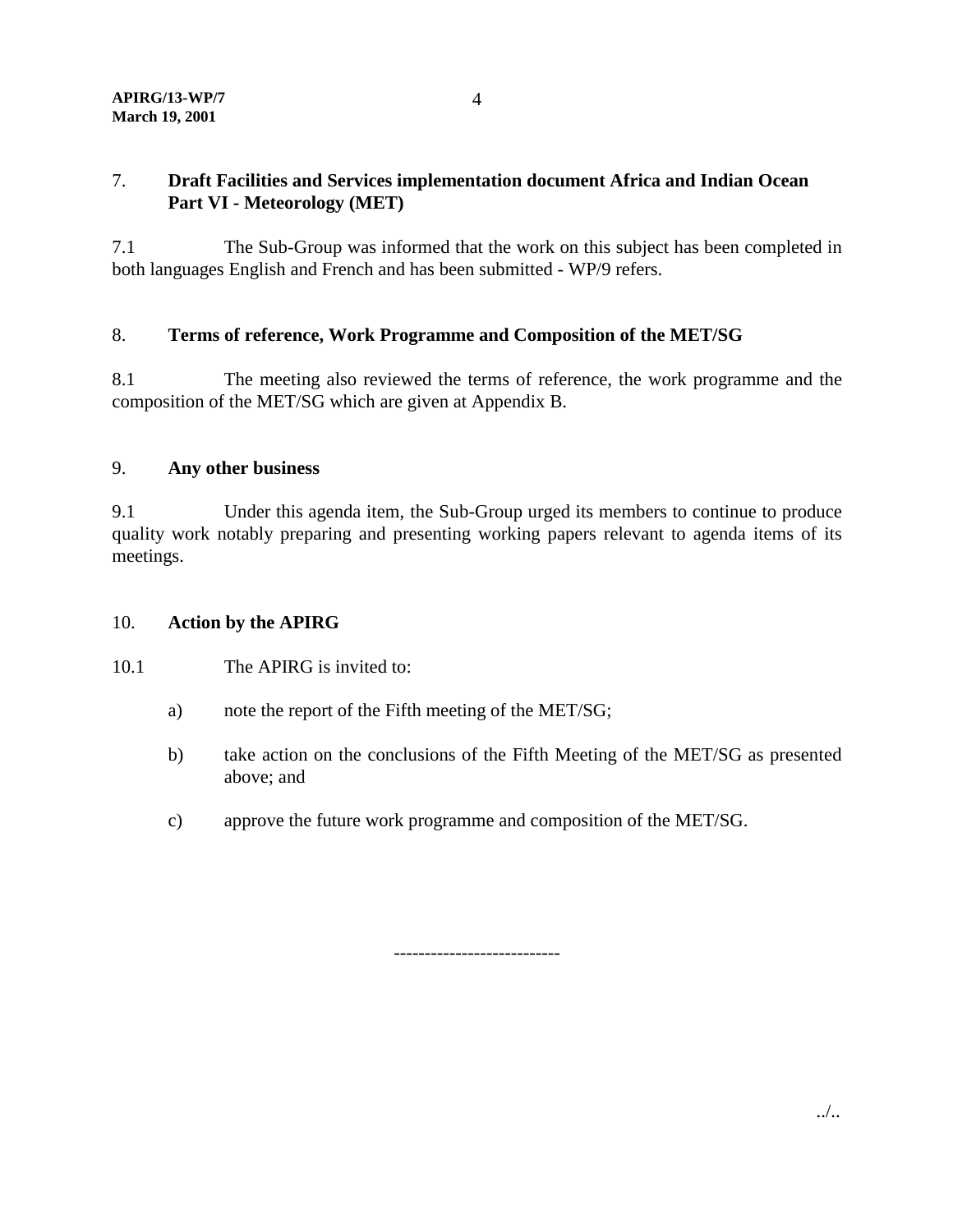## 7. Draft Facilities and Services implementation document Africa and Indian Ocean Part VI - Meteorology (MET)

7.1 The Sub-Group was informed that the work on this subject has been completed in both languages English and French and has been submitted - WP/9 refers.

## 8. Terms of reference, Work Programme and Composition of the MET/SG

8.1 The meeting also reviewed the terms of reference, the work programme and the composition of the MET/SG which are given at Appendix B.

## 9. Any other business

9.1 Under this agenda item, the Sub-Group urged its members to continue to produce quality work notably preparing and presenting working papers relevant to agenda items of its meetings.

## 10. Action by the APIRG

10.1 The APIRG is invited to:

a) note the report of the Fifth meeting of the MET/SG;

b) take action on the conclusions of the Fifth Meeting of the MET/SG as presented above; and

c) approve the future work programme and composition of the MET/SG.

---------------------------

../..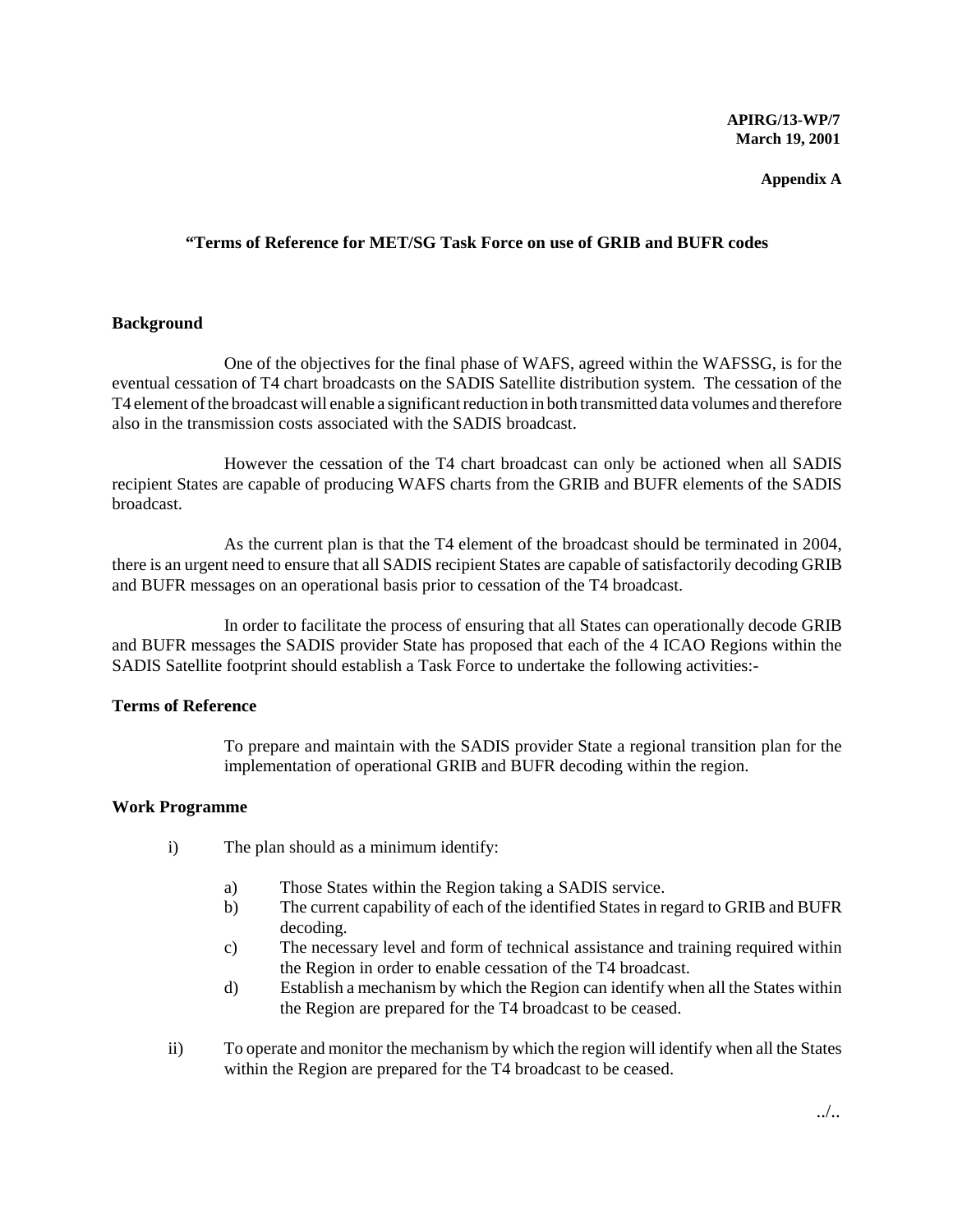**APIRG/13-WP/7**
**March 19, 2001**

**Appendix A**

**"Terms of Reference for MET/SG Task Force on use of GRIB and BUFR codes**

**Background**

One of the objectives for the final phase of WAFS, agreed within the WAFSSG, is for the eventual cessation of T4 chart broadcasts on the SADIS Satellite distribution system. The cessation of the T4 element of the broadcast will enable a significant reduction in both transmitted data volumes and therefore also in the transmission costs associated with the SADIS broadcast.

However the cessation of the T4 chart broadcast can only be actioned when all SADIS recipient States are capable of producing WAFS charts from the GRIB and BUFR elements of the SADIS broadcast.

As the current plan is that the T4 element of the broadcast should be terminated in 2004, there is an urgent need to ensure that all SADIS recipient States are capable of satisfactorily decoding GRIB and BUFR messages on an operational basis prior to cessation of the T4 broadcast.

In order to facilitate the process of ensuring that all States can operationally decode GRIB and BUFR messages the SADIS provider State has proposed that each of the 4 ICAO Regions within the SADIS Satellite footprint should establish a Task Force to undertake the following activities:-

**Terms of Reference**

To prepare and maintain with the SADIS provider State a regional transition plan for the implementation of operational GRIB and BUFR decoding within the region.

**Work Programme**

i) The plan should as a minimum identify:

  a) Those States within the Region taking a SADIS service.
  b) The current capability of each of the identified States in regard to GRIB and BUFR decoding.
  c) The necessary level and form of technical assistance and training required within the Region in order to enable cessation of the T4 broadcast.
  d) Establish a mechanism by which the Region can identify when all the States within the Region are prepared for the T4 broadcast to be ceased.

ii) To operate and monitor the mechanism by which the region will identify when all the States within the Region are prepared for the T4 broadcast to be ceased.

../..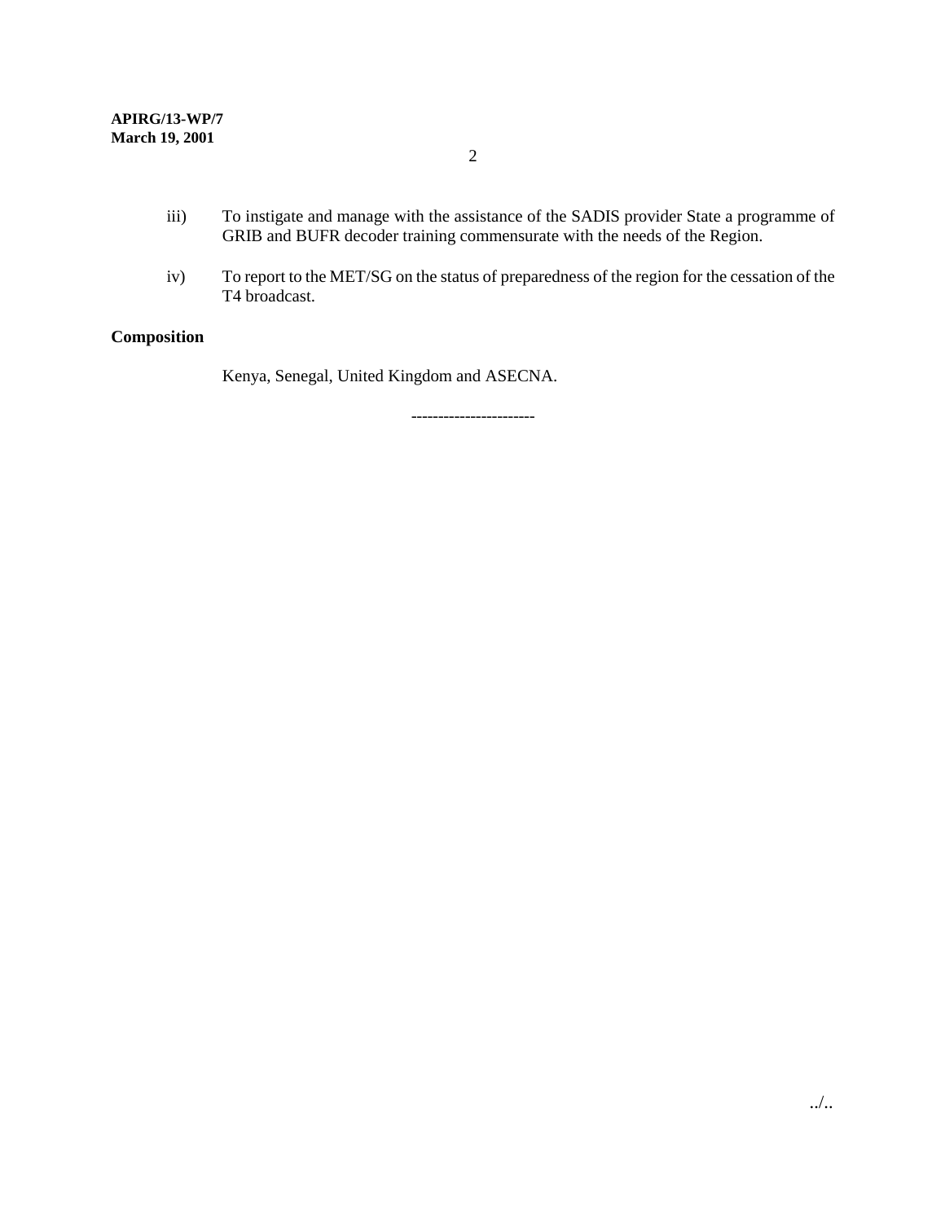iii) To instigate and manage with the assistance of the SADIS provider State a programme of GRIB and BUFR decoder training commensurate with the needs of the Region.

iv) To report to the MET/SG on the status of preparedness of the region for the cessation of the T4 broadcast.

**Composition**

Kenya, Senegal, United Kingdom and ASECNA.

-----------------------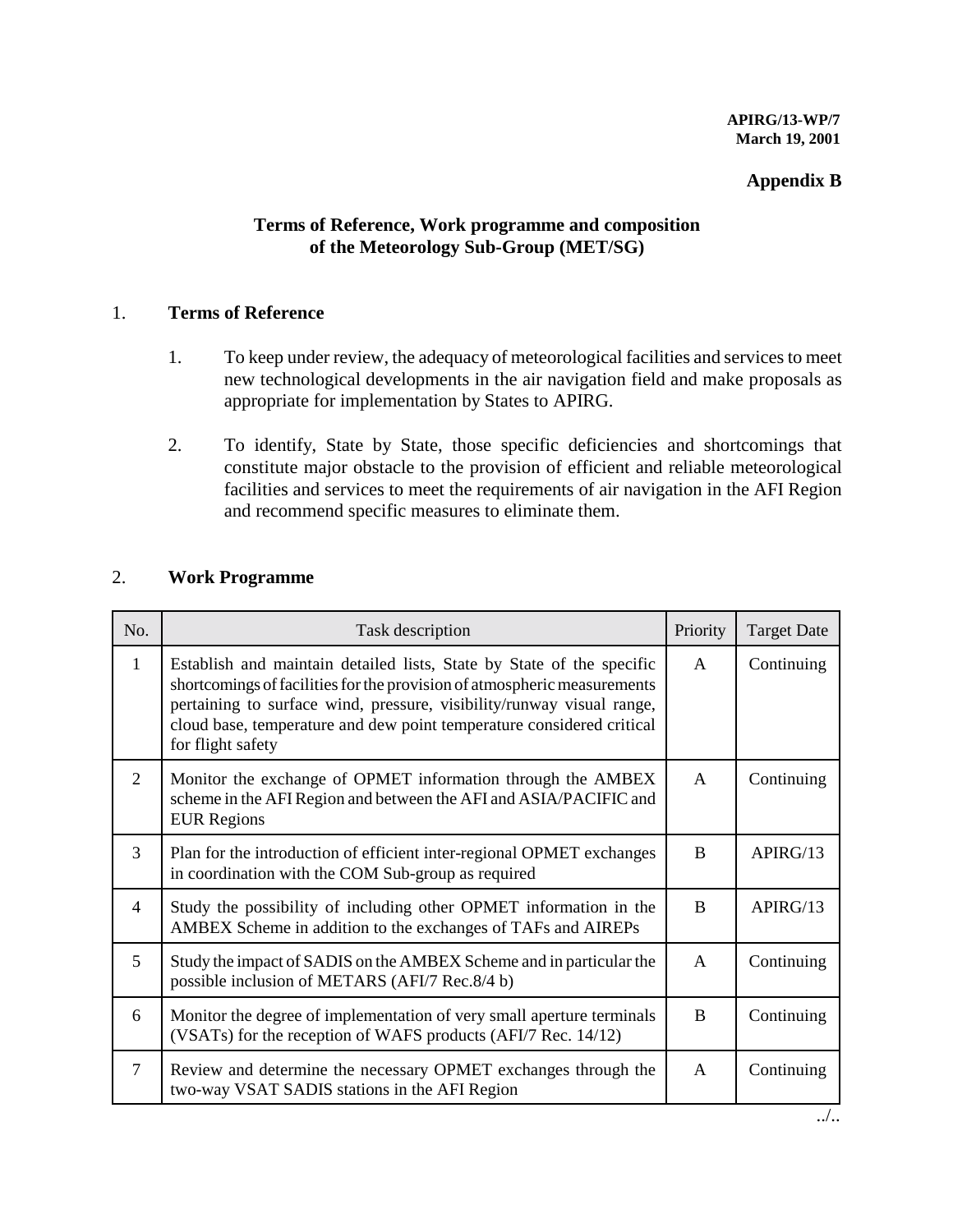**APIRG/13-WP/7**
**March 19, 2001**

**Appendix B**

## Terms of Reference, Work programme and composition of the Meteorology Sub-Group (MET/SG)

### 1. Terms of Reference

1. To keep under review, the adequacy of meteorological facilities and services to meet new technological developments in the air navigation field and make proposals as appropriate for implementation by States to APIRG.

2. To identify, State by State, those specific deficiencies and shortcomings that constitute major obstacle to the provision of efficient and reliable meteorological facilities and services to meet the requirements of air navigation in the AFI Region and recommend specific measures to eliminate them.

### 2. Work Programme

| No. | Task description | Priority | Target Date |
|---|---|---|---|
| 1 | Establish and maintain detailed lists, State by State of the specific shortcomings of facilities for the provision of atmospheric measurements pertaining to surface wind, pressure, visibility/runway visual range, cloud base, temperature and dew point temperature considered critical for flight safety | A | Continuing |
| 2 | Monitor the exchange of OPMET information through the AMBEX scheme in the AFI Region and between the AFI and ASIA/PACIFIC and EUR Regions | A | Continuing |
| 3 | Plan for the introduction of efficient inter-regional OPMET exchanges in coordination with the COM Sub-group as required | B | APIRG/13 |
| 4 | Study the possibility of including other OPMET information in the AMBEX Scheme in addition to the exchanges of TAFs and AIREPs | B | APIRG/13 |
| 5 | Study the impact of SADIS on the AMBEX Scheme and in particular the possible inclusion of METARS (AFI/7 Rec.8/4 b) | A | Continuing |
| 6 | Monitor the degree of implementation of very small aperture terminals (VSATs) for the reception of WAFS products (AFI/7 Rec. 14/12) | B | Continuing |
| 7 | Review and determine the necessary OPMET exchanges through the two-way VSAT SADIS stations in the AFI Region | A | Continuing |

../..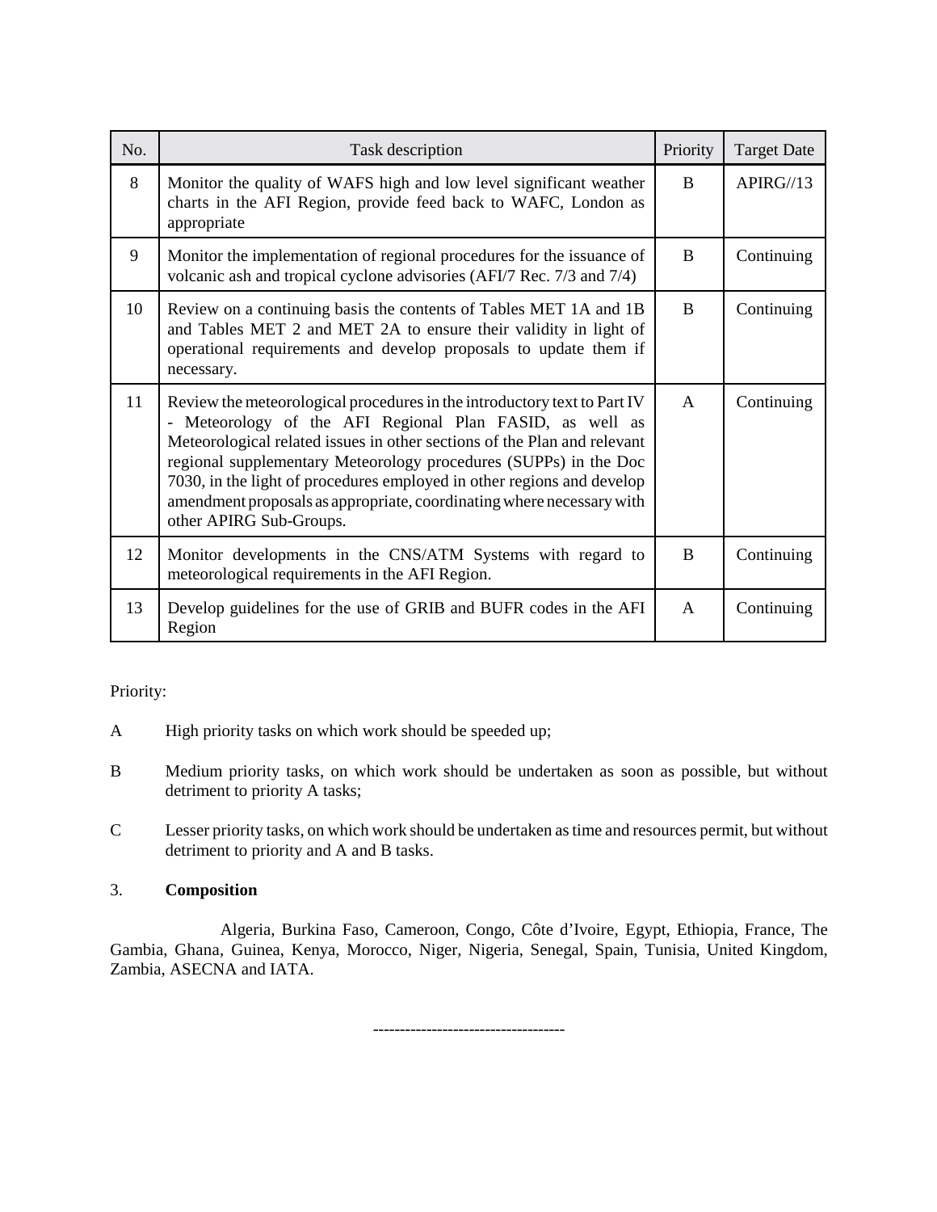| No. | Task description | Priority | Target Date |
| --- | --- | --- | --- |
| 8 | Monitor the quality of WAFS high and low level significant weather charts in the AFI Region, provide feed back to WAFC, London as appropriate | B | APIRG//13 |
| 9 | Monitor the implementation of regional procedures for the issuance of volcanic ash and tropical cyclone advisories (AFI/7 Rec. 7/3 and 7/4) | B | Continuing |
| 10 | Review on a continuing basis the contents of Tables MET 1A and 1B and Tables MET 2 and MET 2A to ensure their validity in light of operational requirements and develop proposals to update them if necessary. | B | Continuing |
| 11 | Review the meteorological procedures in the introductory text to Part IV - Meteorology of the AFI Regional Plan FASID, as well as Meteorological related issues in other sections of the Plan and relevant regional supplementary Meteorology procedures (SUPPs) in the Doc 7030, in the light of procedures employed in other regions and develop amendment proposals as appropriate, coordinating where necessary with other APIRG Sub-Groups. | A | Continuing |
| 12 | Monitor developments in the CNS/ATM Systems with regard to meteorological requirements in the AFI Region. | B | Continuing |
| 13 | Develop guidelines for the use of GRIB and BUFR codes in the AFI Region | A | Continuing |

Priority:

A High priority tasks on which work should be speeded up;

B Medium priority tasks, on which work should be undertaken as soon as possible, but without detriment to priority A tasks;

C Lesser priority tasks, on which work should be undertaken as time and resources permit, but without detriment to priority and A and B tasks.

3. **Composition**

Algeria, Burkina Faso, Cameroon, Congo, Côte d'Ivoire, Egypt, Ethiopia, France, The Gambia, Ghana, Guinea, Kenya, Morocco, Niger, Nigeria, Senegal, Spain, Tunisia, United Kingdom, Zambia, ASECNA and IATA.

-----------------------------------